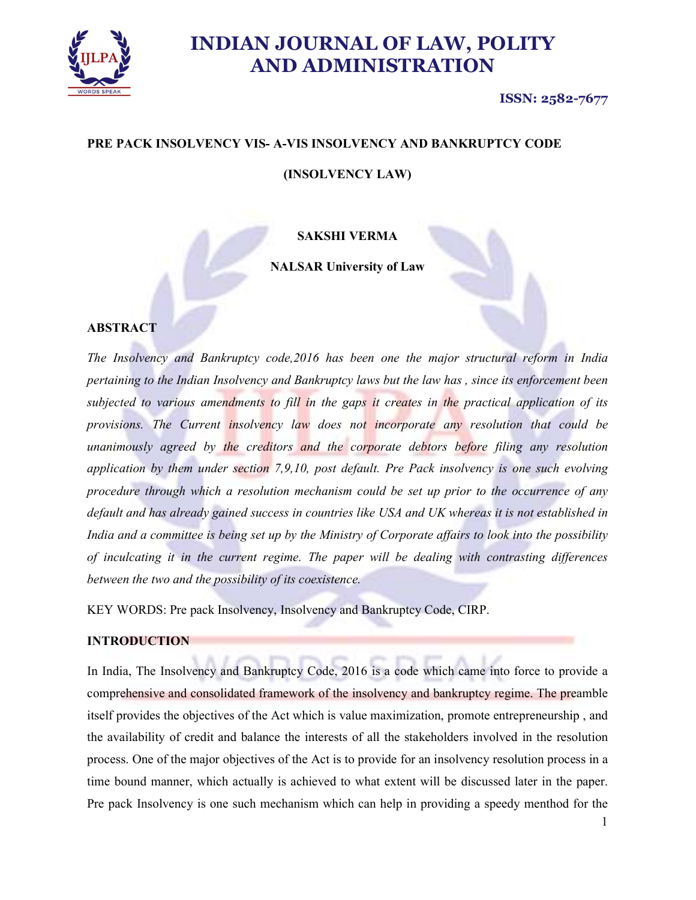# PRE PACK INSOLVENCY VIS- A-VIS INSOLVENCY AND BANKRUPTCY CODE

## (INSOLVENCY LAW)

**SAKSHI VERMA**

**NALSAR University of Law**

## ABSTRACT

*The Insolvency and Bankruptcy code,2016 has been one the major structural reform in India pertaining to the Indian Insolvency and Bankruptcy laws but the law has , since its enforcement been subjected to various amendments to fill in the gaps it creates in the practical application of its provisions. The Current insolvency law does not incorporate any resolution that could be unanimously agreed by the creditors and the corporate debtors before filing any resolution application by them under section 7,9,10, post default. Pre Pack insolvency is one such evolving procedure through which a resolution mechanism could be set up prior to the occurrence of any default and has already gained success in countries like USA and UK whereas it is not established in India and a committee is being set up by the Ministry of Corporate affairs to look into the possibility of inculcating it in the current regime. The paper will be dealing with contrasting differences between the two and the possibility of its coexistence.*

KEY WORDS: Pre pack Insolvency, Insolvency and Bankruptcy Code, CIRP.

## INTRODUCTION

In India, The Insolvency and Bankruptcy Code, 2016 is a code which came into force to provide a comprehensive and consolidated framework of the insolvency and bankruptcy regime. The preamble itself provides the objectives of the Act which is value maximization, promote entrepreneurship , and the availability of credit and balance the interests of all the stakeholders involved in the resolution process. One of the major objectives of the Act is to provide for an insolvency resolution process in a time bound manner, which actually is achieved to what extent will be discussed later in the paper. Pre pack Insolvency is one such mechanism which can help in providing a speedy menthod for the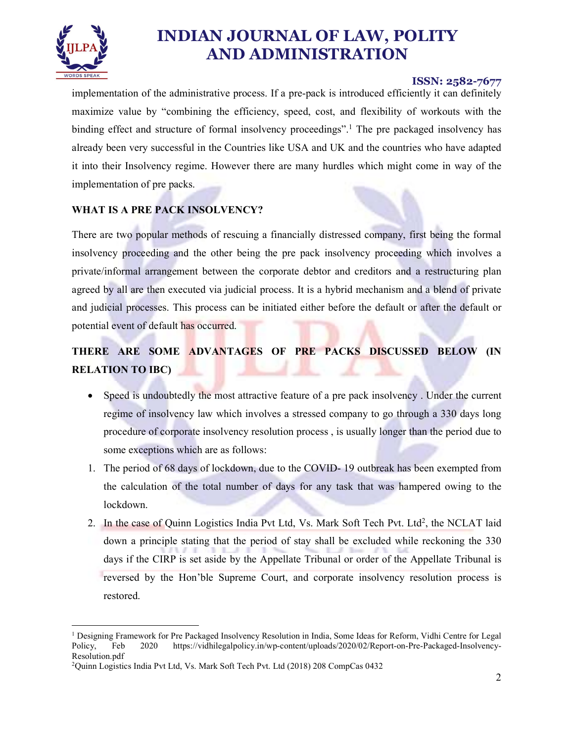implementation of the administrative process. If a pre-pack is introduced efficiently it can definitely maximize value by "combining the efficiency, speed, cost, and flexibility of workouts with the binding effect and structure of formal insolvency proceedings".[1] The pre packaged insolvency has already been very successful in the Countries like USA and UK and the countries who have adapted it into their Insolvency regime. However there are many hurdles which might come in way of the implementation of pre packs.

**WHAT IS A PRE PACK INSOLVENCY?**

There are two popular methods of rescuing a financially distressed company, first being the formal insolvency proceeding and the other being the pre pack insolvency proceeding which involves a private/informal arrangement between the corporate debtor and creditors and a restructuring plan agreed by all are then executed via judicial process. It is a hybrid mechanism and a blend of private and judicial processes. This process can be initiated either before the default or after the default or potential event of default has occurred.

**THERE ARE SOME ADVANTAGES OF PRE PACKS DISCUSSED BELOW (IN RELATION TO IBC)**

- Speed is undoubtedly the most attractive feature of a pre pack insolvency . Under the current regime of insolvency law which involves a stressed company to go through a 330 days long procedure of corporate insolvency resolution process , is usually longer than the period due to some exceptions which are as follows:

1. The period of 68 days of lockdown, due to the COVID- 19 outbreak has been exempted from the calculation of the total number of days for any task that was hampered owing to the lockdown.
2. In the case of Quinn Logistics India Pvt Ltd, Vs. Mark Soft Tech Pvt. Ltd[2], the NCLAT laid down a principle stating that the period of stay shall be excluded while reckoning the 330 days if the CIRP is set aside by the Appellate Tribunal or order of the Appellate Tribunal is reversed by the Hon'ble Supreme Court, and corporate insolvency resolution process is restored.

---

[1] Designing Framework for Pre Packaged Insolvency Resolution in India, Some Ideas for Reform, Vidhi Centre for Legal Policy, Feb 2020 https://vidhilegalpolicy.in/wp-content/uploads/2020/02/Report-on-Pre-Packaged-Insolvency-Resolution.pdf

[2] Quinn Logistics India Pvt Ltd, Vs. Mark Soft Tech Pvt. Ltd (2018) 208 CompCas 0432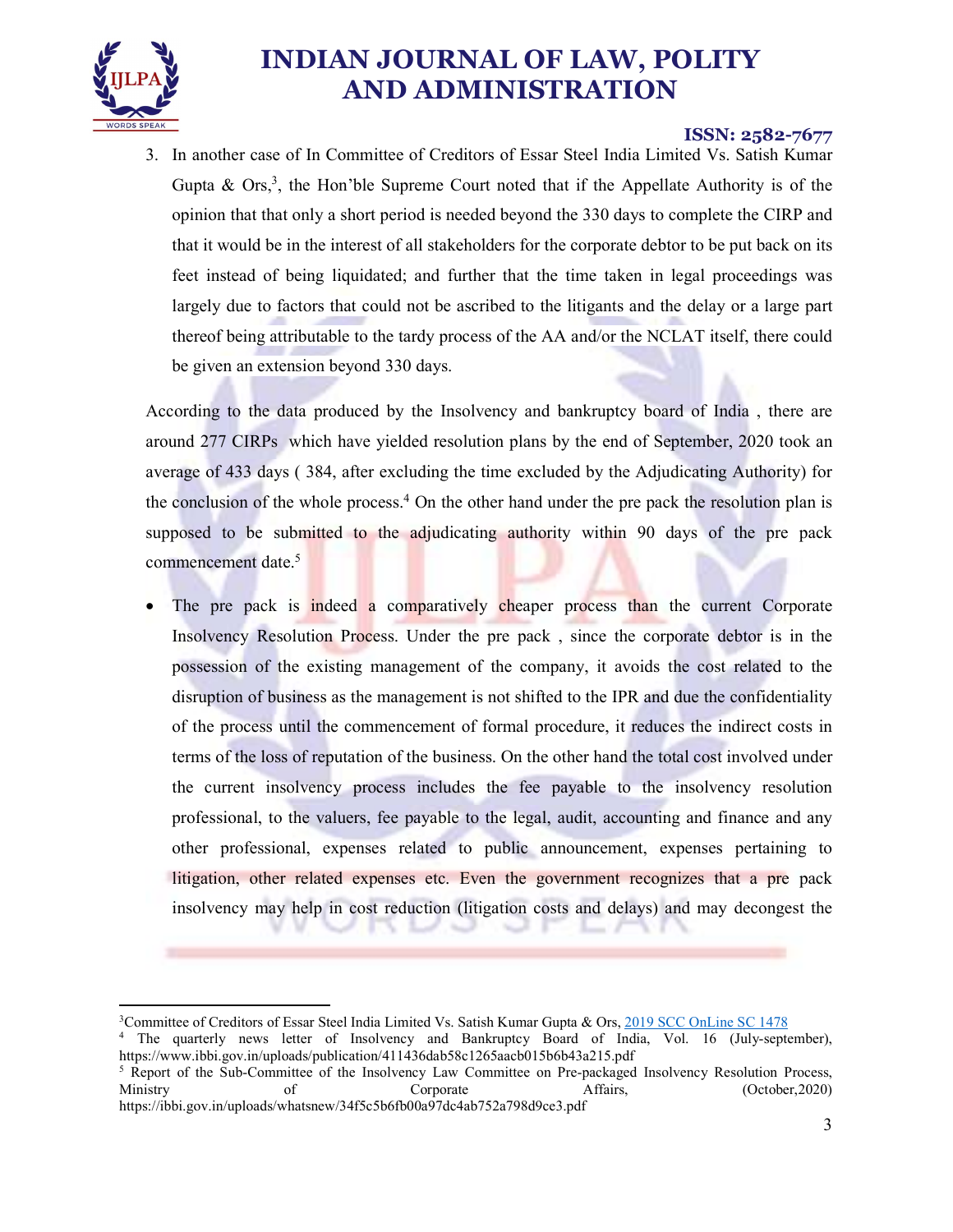3. In another case of In Committee of Creditors of Essar Steel India Limited Vs. Satish Kumar Gupta & Ors,[3], the Hon'ble Supreme Court noted that if the Appellate Authority is of the opinion that that only a short period is needed beyond the 330 days to complete the CIRP and that it would be in the interest of all stakeholders for the corporate debtor to be put back on its feet instead of being liquidated; and further that the time taken in legal proceedings was largely due to factors that could not be ascribed to the litigants and the delay or a large part thereof being attributable to the tardy process of the AA and/or the NCLAT itself, there could be given an extension beyond 330 days.

According to the data produced by the Insolvency and bankruptcy board of India , there are around 277 CIRPs which have yielded resolution plans by the end of September, 2020 took an average of 433 days ( 384, after excluding the time excluded by the Adjudicating Authority) for the conclusion of the whole process.[4] On the other hand under the pre pack the resolution plan is supposed to be submitted to the adjudicating authority within 90 days of the pre pack commencement date.[5]

- The pre pack is indeed a comparatively cheaper process than the current Corporate Insolvency Resolution Process. Under the pre pack , since the corporate debtor is in the possession of the existing management of the company, it avoids the cost related to the disruption of business as the management is not shifted to the IPR and due the confidentiality of the process until the commencement of formal procedure, it reduces the indirect costs in terms of the loss of reputation of the business. On the other hand the total cost involved under the current insolvency process includes the fee payable to the insolvency resolution professional, to the valuers, fee payable to the legal, audit, accounting and finance and any other professional, expenses related to public announcement, expenses pertaining to litigation, other related expenses etc. Even the government recognizes that a pre pack insolvency may help in cost reduction (litigation costs and delays) and may decongest the

---

[3] Committee of Creditors of Essar Steel India Limited Vs. Satish Kumar Gupta & Ors, 2019 SCC OnLine SC 1478

[4] The quarterly news letter of Insolvency and Bankruptcy Board of India, Vol. 16 (July-september), https://www.ibbi.gov.in/uploads/publication/411436dab58c1265aacb015b6b43a215.pdf

[5] Report of the Sub-Committee of the Insolvency Law Committee on Pre-packaged Insolvency Resolution Process, Ministry of Corporate Affairs, (October,2020) https://ibbi.gov.in/uploads/whatsnew/34f5c5b6fb00a97dc4ab752a798d9ce3.pdf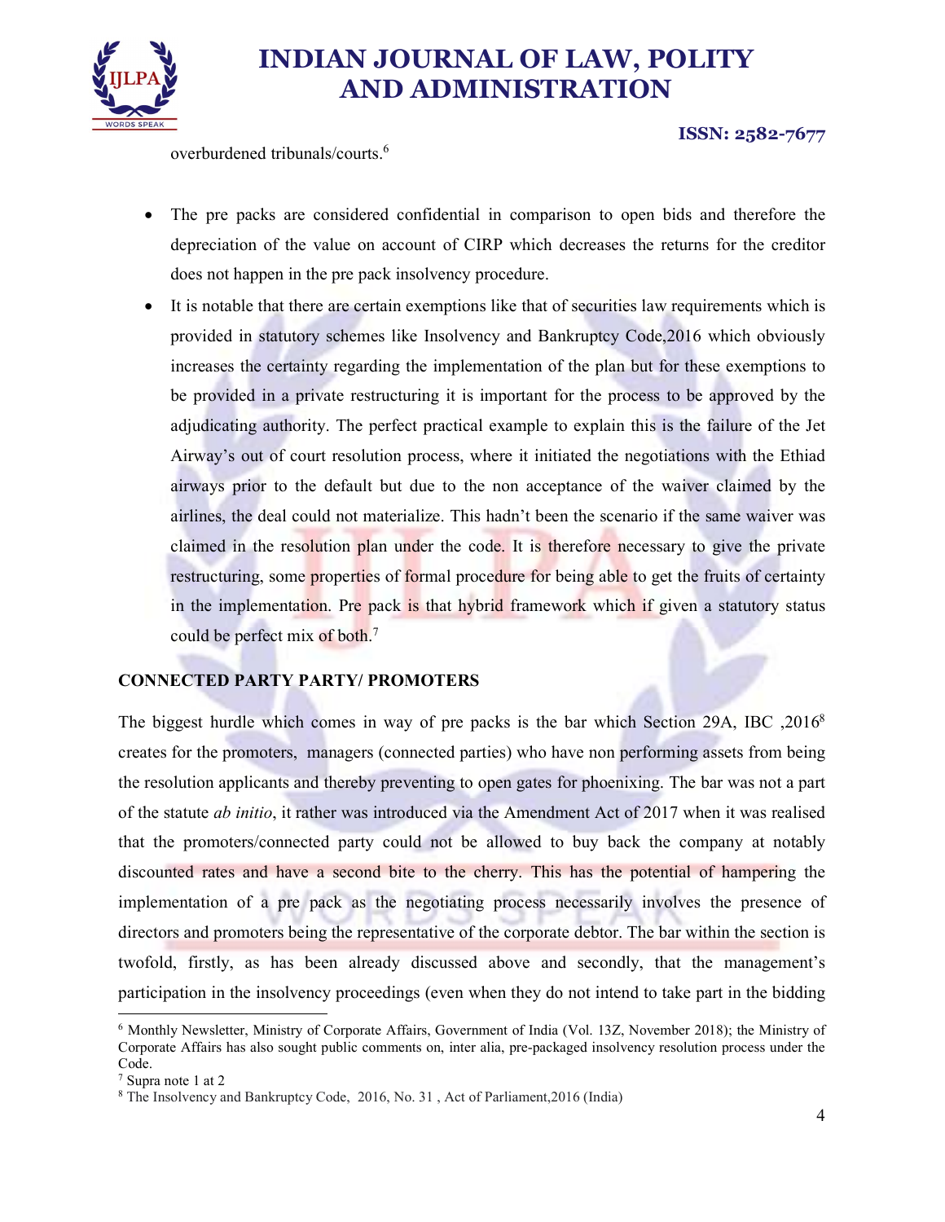overburdened tribunals/courts.[6]

- The pre packs are considered confidential in comparison to open bids and therefore the depreciation of the value on account of CIRP which decreases the returns for the creditor does not happen in the pre pack insolvency procedure.
- It is notable that there are certain exemptions like that of securities law requirements which is provided in statutory schemes like Insolvency and Bankruptcy Code,2016 which obviously increases the certainty regarding the implementation of the plan but for these exemptions to be provided in a private restructuring it is important for the process to be approved by the adjudicating authority. The perfect practical example to explain this is the failure of the Jet Airway's out of court resolution process, where it initiated the negotiations with the Ethiad airways prior to the default but due to the non acceptance of the waiver claimed by the airlines, the deal could not materialize. This hadn't been the scenario if the same waiver was claimed in the resolution plan under the code. It is therefore necessary to give the private restructuring, some properties of formal procedure for being able to get the fruits of certainty in the implementation. Pre pack is that hybrid framework which if given a statutory status could be perfect mix of both.[7]

**CONNECTED PARTY PARTY/ PROMOTERS**

The biggest hurdle which comes in way of pre packs is the bar which Section 29A, IBC ,2016[8] creates for the promoters, managers (connected parties) who have non performing assets from being the resolution applicants and thereby preventing to open gates for phoenixing. The bar was not a part of the statute *ab initio*, it rather was introduced via the Amendment Act of 2017 when it was realised that the promoters/connected party could not be allowed to buy back the company at notably discounted rates and have a second bite to the cherry. This has the potential of hampering the implementation of a pre pack as the negotiating process necessarily involves the presence of directors and promoters being the representative of the corporate debtor. The bar within the section is twofold, firstly, as has been already discussed above and secondly, that the management's participation in the insolvency proceedings (even when they do not intend to take part in the bidding

---

[6] Monthly Newsletter, Ministry of Corporate Affairs, Government of India (Vol. 13Z, November 2018); the Ministry of Corporate Affairs has also sought public comments on, inter alia, pre-packaged insolvency resolution process under the Code.

[7] Supra note 1 at 2

[8] The Insolvency and Bankruptcy Code, 2016, No. 31 , Act of Parliament,2016 (India)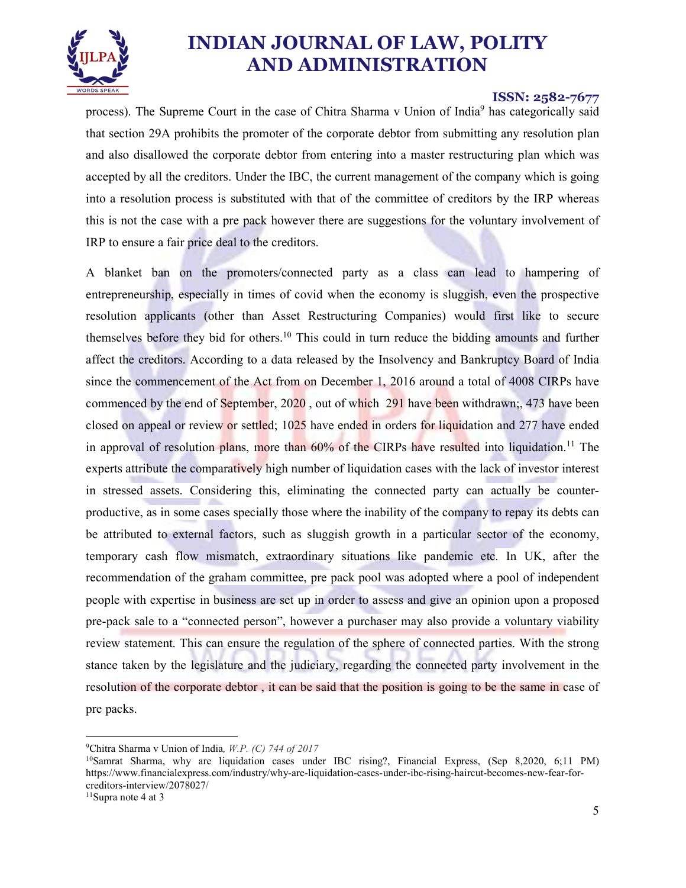process). The Supreme Court in the case of Chitra Sharma v Union of India[9] has categorically said that section 29A prohibits the promoter of the corporate debtor from submitting any resolution plan and also disallowed the corporate debtor from entering into a master restructuring plan which was accepted by all the creditors. Under the IBC, the current management of the company which is going into a resolution process is substituted with that of the committee of creditors by the IRP whereas this is not the case with a pre pack however there are suggestions for the voluntary involvement of IRP to ensure a fair price deal to the creditors.

A blanket ban on the promoters/connected party as a class can lead to hampering of entrepreneurship, especially in times of covid when the economy is sluggish, even the prospective resolution applicants (other than Asset Restructuring Companies) would first like to secure themselves before they bid for others.[10] This could in turn reduce the bidding amounts and further affect the creditors. According to a data released by the Insolvency and Bankruptcy Board of India since the commencement of the Act from on December 1, 2016 around a total of 4008 CIRPs have commenced by the end of September, 2020 , out of which 291 have been withdrawn;, 473 have been closed on appeal or review or settled; 1025 have ended in orders for liquidation and 277 have ended in approval of resolution plans, more than 60% of the CIRPs have resulted into liquidation.[11] The experts attribute the comparatively high number of liquidation cases with the lack of investor interest in stressed assets. Considering this, eliminating the connected party can actually be counter-productive, as in some cases specially those where the inability of the company to repay its debts can be attributed to external factors, such as sluggish growth in a particular sector of the economy, temporary cash flow mismatch, extraordinary situations like pandemic etc. In UK, after the recommendation of the graham committee, pre pack pool was adopted where a pool of independent people with expertise in business are set up in order to assess and give an opinion upon a proposed pre-pack sale to a "connected person", however a purchaser may also provide a voluntary viability review statement. This can ensure the regulation of the sphere of connected parties. With the strong stance taken by the legislature and the judiciary, regarding the connected party involvement in the resolution of the corporate debtor , it can be said that the position is going to be the same in case of pre packs.

---

[9] Chitra Sharma v Union of India*, W.P. (C) 744 of 2017*

[10] Samrat Sharma, why are liquidation cases under IBC rising?, Financial Express, (Sep 8,2020, 6;11 PM) https://www.financialexpress.com/industry/why-are-liquidation-cases-under-ibc-rising-haircut-becomes-new-fear-for-creditors-interview/2078027/

[11] Supra note 4 at 3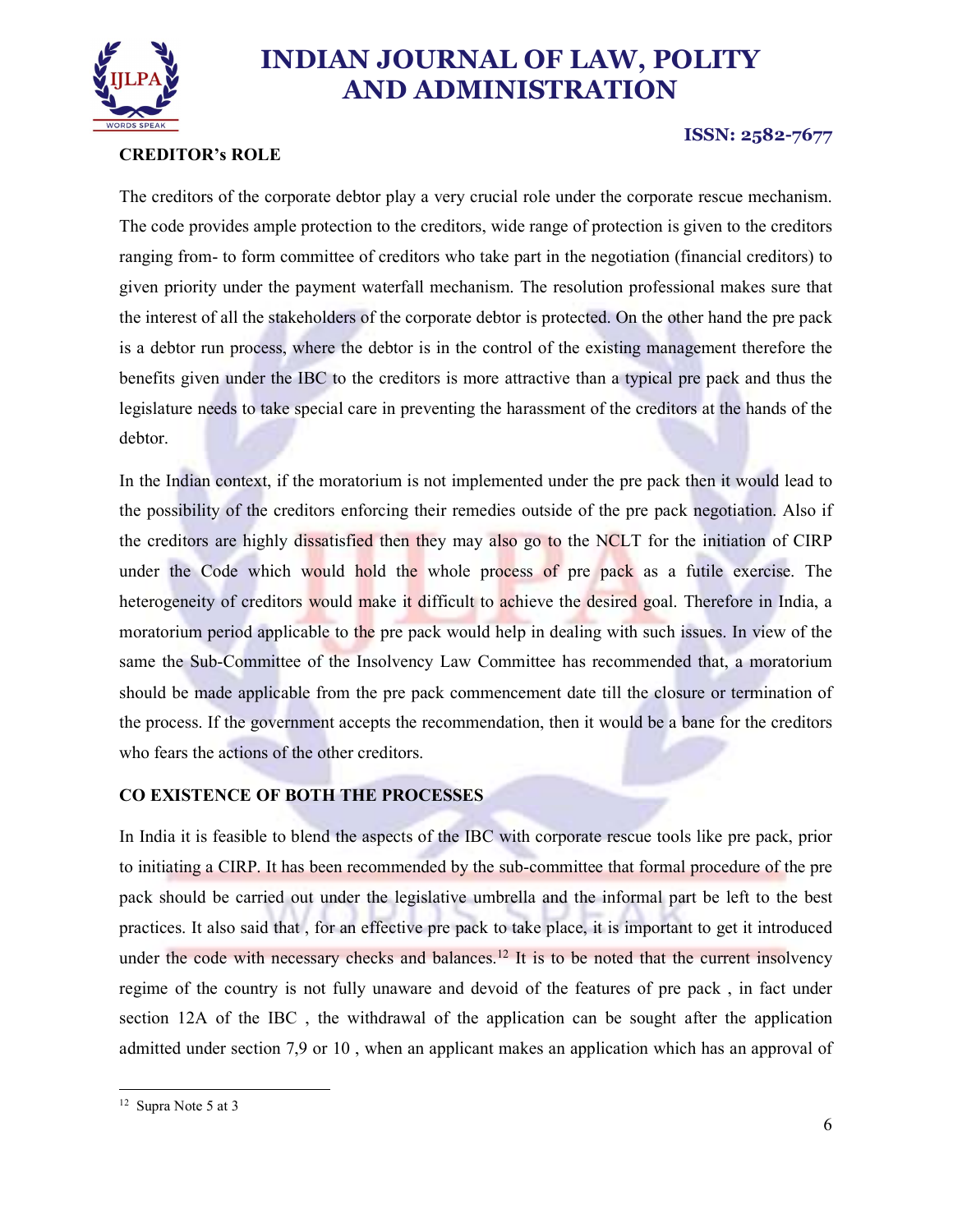**CREDITOR's ROLE**

The creditors of the corporate debtor play a very crucial role under the corporate rescue mechanism. The code provides ample protection to the creditors, wide range of protection is given to the creditors ranging from- to form committee of creditors who take part in the negotiation (financial creditors) to given priority under the payment waterfall mechanism. The resolution professional makes sure that the interest of all the stakeholders of the corporate debtor is protected. On the other hand the pre pack is a debtor run process, where the debtor is in the control of the existing management therefore the benefits given under the IBC to the creditors is more attractive than a typical pre pack and thus the legislature needs to take special care in preventing the harassment of the creditors at the hands of the debtor.

In the Indian context, if the moratorium is not implemented under the pre pack then it would lead to the possibility of the creditors enforcing their remedies outside of the pre pack negotiation. Also if the creditors are highly dissatisfied then they may also go to the NCLT for the initiation of CIRP under the Code which would hold the whole process of pre pack as a futile exercise. The heterogeneity of creditors would make it difficult to achieve the desired goal. Therefore in India, a moratorium period applicable to the pre pack would help in dealing with such issues. In view of the same the Sub-Committee of the Insolvency Law Committee has recommended that, a moratorium should be made applicable from the pre pack commencement date till the closure or termination of the process. If the government accepts the recommendation, then it would be a bane for the creditors who fears the actions of the other creditors.

**CO EXISTENCE OF BOTH THE PROCESSES**

In India it is feasible to blend the aspects of the IBC with corporate rescue tools like pre pack, prior to initiating a CIRP. It has been recommended by the sub-committee that formal procedure of the pre pack should be carried out under the legislative umbrella and the informal part be left to the best practices. It also said that , for an effective pre pack to take place, it is important to get it introduced under the code with necessary checks and balances.[12] It is to be noted that the current insolvency regime of the country is not fully unaware and devoid of the features of pre pack , in fact under section 12A of the IBC , the withdrawal of the application can be sought after the application admitted under section 7,9 or 10 , when an applicant makes an application which has an approval of

---

[12] Supra Note 5 at 3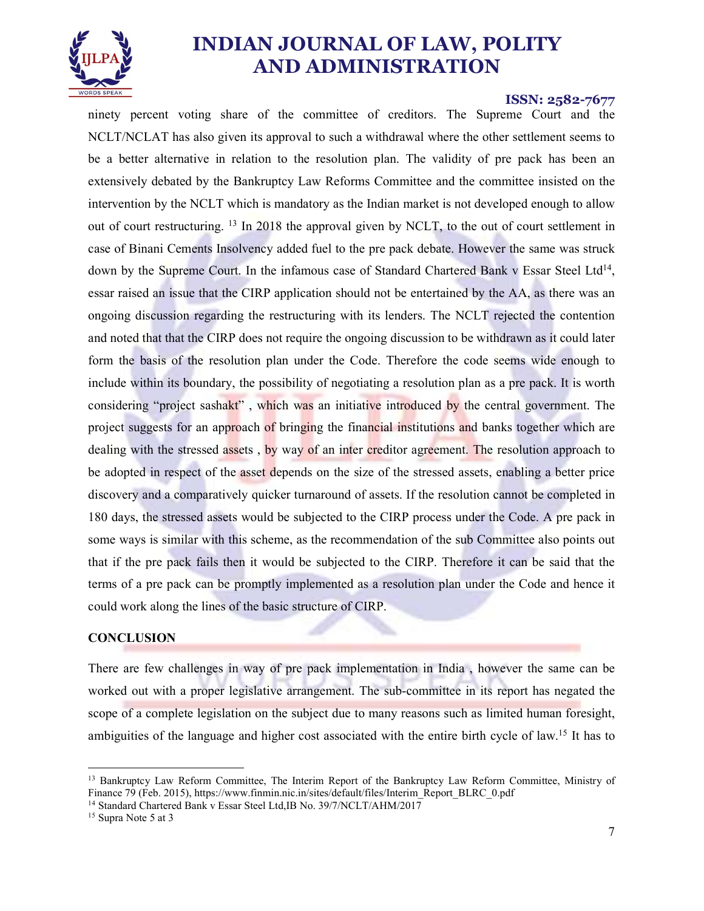ninety percent voting share of the committee of creditors. The Supreme Court and the NCLT/NCLAT has also given its approval to such a withdrawal where the other settlement seems to be a better alternative in relation to the resolution plan. The validity of pre pack has been an extensively debated by the Bankruptcy Law Reforms Committee and the committee insisted on the intervention by the NCLT which is mandatory as the Indian market is not developed enough to allow out of court restructuring. [13] In 2018 the approval given by NCLT, to the out of court settlement in case of Binani Cements Insolvency added fuel to the pre pack debate. However the same was struck down by the Supreme Court. In the infamous case of Standard Chartered Bank v Essar Steel Ltd[14], essar raised an issue that the CIRP application should not be entertained by the AA, as there was an ongoing discussion regarding the restructuring with its lenders. The NCLT rejected the contention and noted that that the CIRP does not require the ongoing discussion to be withdrawn as it could later form the basis of the resolution plan under the Code. Therefore the code seems wide enough to include within its boundary, the possibility of negotiating a resolution plan as a pre pack. It is worth considering "project sashakt" , which was an initiative introduced by the central government. The project suggests for an approach of bringing the financial institutions and banks together which are dealing with the stressed assets , by way of an inter creditor agreement. The resolution approach to be adopted in respect of the asset depends on the size of the stressed assets, enabling a better price discovery and a comparatively quicker turnaround of assets. If the resolution cannot be completed in 180 days, the stressed assets would be subjected to the CIRP process under the Code. A pre pack in some ways is similar with this scheme, as the recommendation of the sub Committee also points out that if the pre pack fails then it would be subjected to the CIRP. Therefore it can be said that the terms of a pre pack can be promptly implemented as a resolution plan under the Code and hence it could work along the lines of the basic structure of CIRP.

**CONCLUSION**

There are few challenges in way of pre pack implementation in India , however the same can be worked out with a proper legislative arrangement. The sub-committee in its report has negated the scope of a complete legislation on the subject due to many reasons such as limited human foresight, ambiguities of the language and higher cost associated with the entire birth cycle of law.[15] It has to

---

[13] Bankruptcy Law Reform Committee, The Interim Report of the Bankruptcy Law Reform Committee, Ministry of Finance 79 (Feb. 2015), https://www.finmin.nic.in/sites/default/files/Interim_Report_BLRC_0.pdf

[14] Standard Chartered Bank v Essar Steel Ltd,IB No. 39/7/NCLT/AHM/2017

[15] Supra Note 5 at 3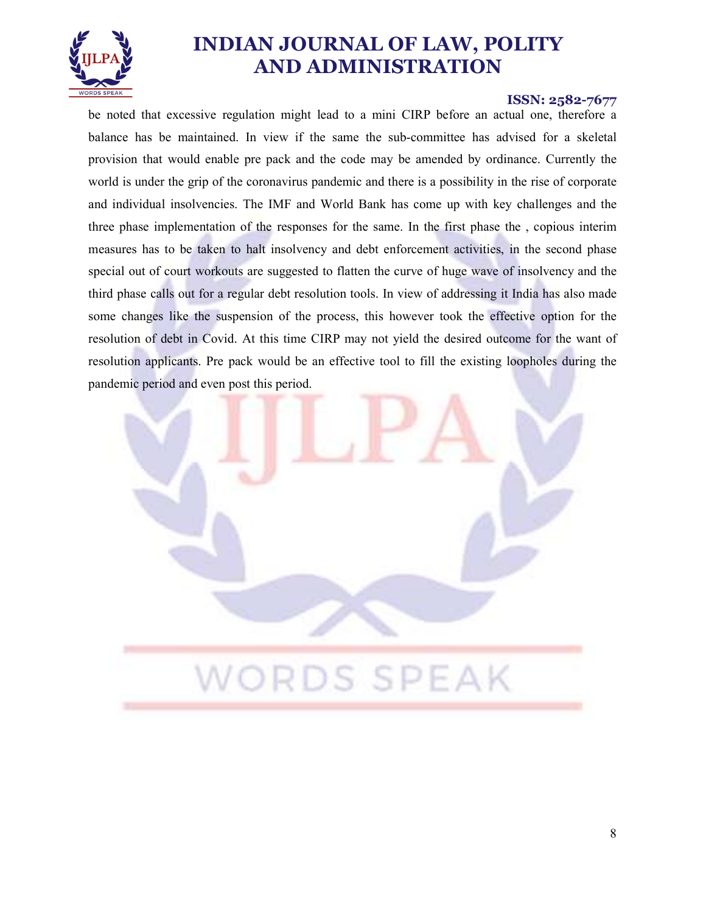be noted that excessive regulation might lead to a mini CIRP before an actual one, therefore a balance has be maintained. In view if the same the sub-committee has advised for a skeletal provision that would enable pre pack and the code may be amended by ordinance. Currently the world is under the grip of the coronavirus pandemic and there is a possibility in the rise of corporate and individual insolvencies. The IMF and World Bank has come up with key challenges and the three phase implementation of the responses for the same. In the first phase the , copious interim measures has to be taken to halt insolvency and debt enforcement activities, in the second phase special out of court workouts are suggested to flatten the curve of huge wave of insolvency and the third phase calls out for a regular debt resolution tools. In view of addressing it India has also made some changes like the suspension of the process, this however took the effective option for the resolution of debt in Covid. At this time CIRP may not yield the desired outcome for the want of resolution applicants. Pre pack would be an effective tool to fill the existing loopholes during the pandemic period and even post this period.